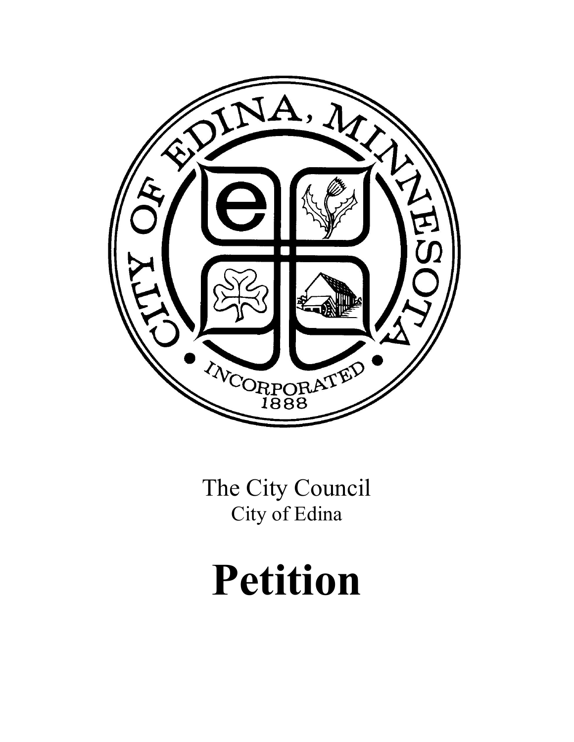The City Council
City of Edina

# Petition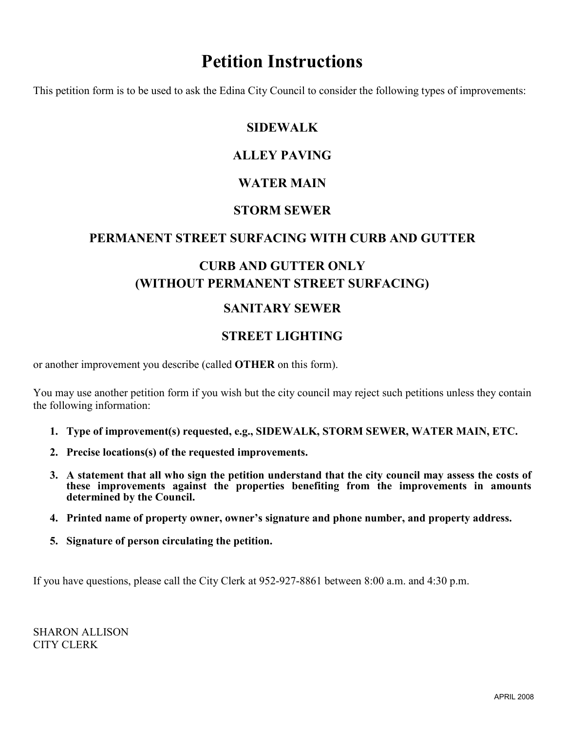# Petition Instructions

This petition form is to be used to ask the Edina City Council to consider the following types of improvements:

**SIDEWALK**

**ALLEY PAVING**

**WATER MAIN**

**STORM SEWER**

**PERMANENT STREET SURFACING WITH CURB AND GUTTER**

**CURB AND GUTTER ONLY**
**(WITHOUT PERMANENT STREET SURFACING)**

**SANITARY SEWER**

**STREET LIGHTING**

or another improvement you describe (called **OTHER** on this form).

You may use another petition form if you wish but the city council may reject such petitions unless they contain the following information:

1. **Type of improvement(s) requested, e.g., SIDEWALK, STORM SEWER, WATER MAIN, ETC.**
2. **Precise locations(s) of the requested improvements.**
3. **A statement that all who sign the petition understand that the city council may assess the costs of these improvements against the properties benefiting from the improvements in amounts determined by the Council.**
4. **Printed name of property owner, owner's signature and phone number, and property address.**
5. **Signature of person circulating the petition.**

If you have questions, please call the City Clerk at 952-927-8861 between 8:00 a.m. and 4:30 p.m.

SHARON ALLISON
CITY CLERK

APRIL 2008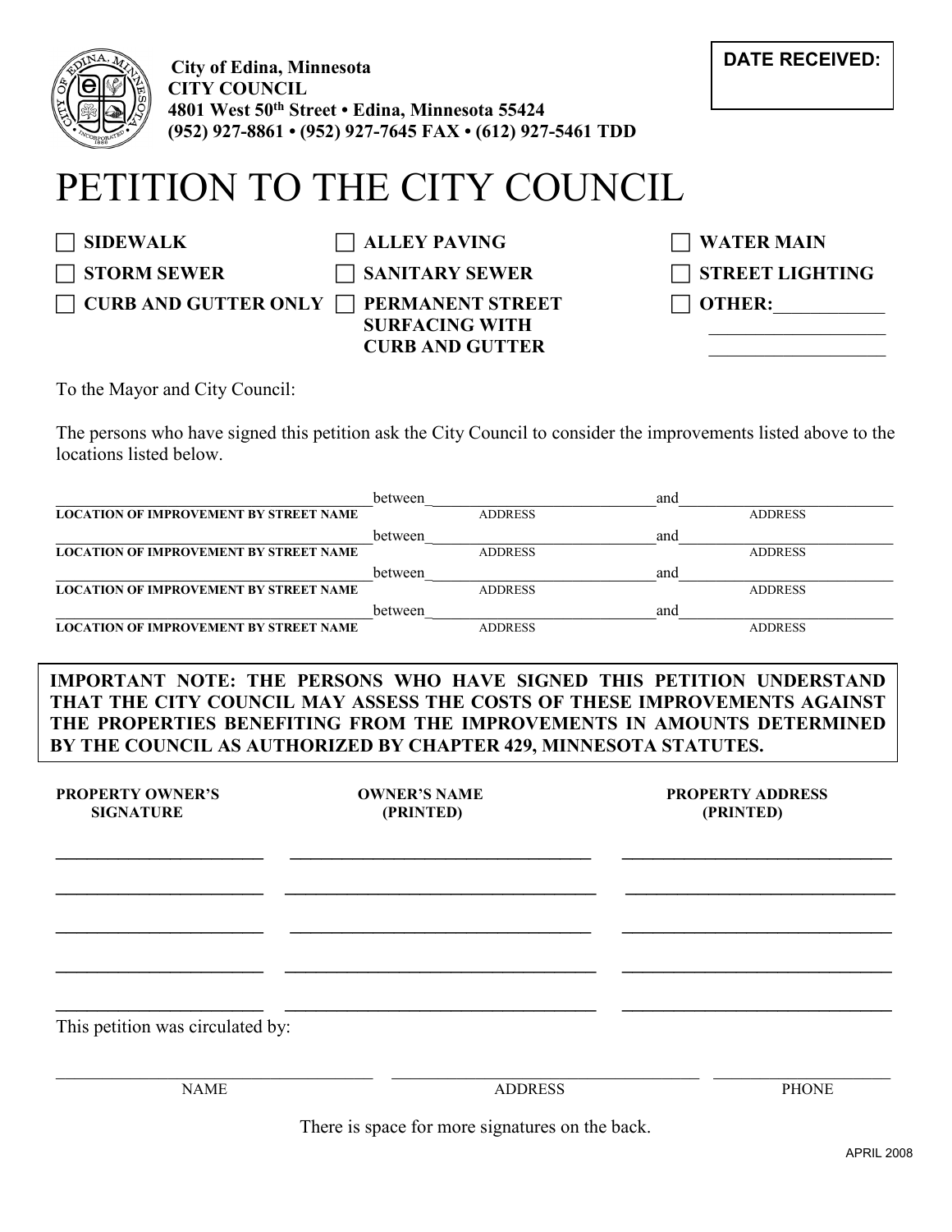City of Edina, Minnesota
**CITY COUNCIL**
**4801 West 50th Street • Edina, Minnesota 55424**
**(952) 927-8861 • (952) 927-7645 FAX • (612) 927-5461 TDD**

**DATE RECEIVED:**

# PETITION TO THE CITY COUNCIL

- ☐ **SIDEWALK**
- ☐ **STORM SEWER**
- ☐ **CURB AND GUTTER ONLY**
- ☐ **ALLEY PAVING**
- ☐ **SANITARY SEWER**
- ☐ **PERMANENT STREET SURFACING WITH CURB AND GUTTER**
- ☐ **WATER MAIN**
- ☐ **STREET LIGHTING**
- ☐ **OTHER:**____________

To the Mayor and City Council:

The persons who have signed this petition ask the City Council to consider the improvements listed above to the locations listed below.

| LOCATION OF IMPROVEMENT BY STREET NAME | | ADDRESS | | ADDRESS |
|---|---|---|---|---|
| | between | | and | |
| | between | | and | |
| | between | | and | |
| | between | | and | |

**IMPORTANT NOTE: THE PERSONS WHO HAVE SIGNED THIS PETITION UNDERSTAND THAT THE CITY COUNCIL MAY ASSESS THE COSTS OF THESE IMPROVEMENTS AGAINST THE PROPERTIES BENEFITING FROM THE IMPROVEMENTS IN AMOUNTS DETERMINED BY THE COUNCIL AS AUTHORIZED BY CHAPTER 429, MINNESOTA STATUTES.**

| PROPERTY OWNER'S SIGNATURE | OWNER'S NAME (PRINTED) | PROPERTY ADDRESS (PRINTED) |
|---|---|---|
| | | |
| | | |
| | | |
| | | |
| | | |

This petition was circulated by:

| NAME | ADDRESS | PHONE |
|---|---|---|
| | | |

There is space for more signatures on the back.

APRIL 2008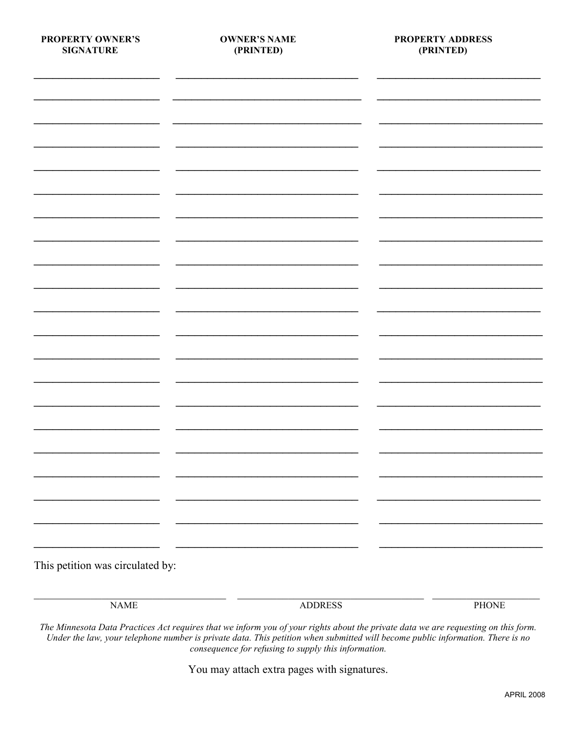| PROPERTY OWNER'S SIGNATURE | OWNER'S NAME (PRINTED) | PROPERTY ADDRESS (PRINTED) |
| --- | --- | --- |
| | | |
| | | |
| | | |
| | | |
| | | |
| | | |
| | | |
| | | |
| | | |
| | | |
| | | |
| | | |
| | | |
| | | |
| | | |
| | | |
| | | |
| | | |
| | | |
| | | |
| | | |

This petition was circulated by:

| NAME | ADDRESS | PHONE |
| --- | --- | --- |
| | | |

*The Minnesota Data Practices Act requires that we inform you of your rights about the private data we are requesting on this form. Under the law, your telephone number is private data. This petition when submitted will become public information. There is no consequence for refusing to supply this information.*

You may attach extra pages with signatures.

APRIL 2008